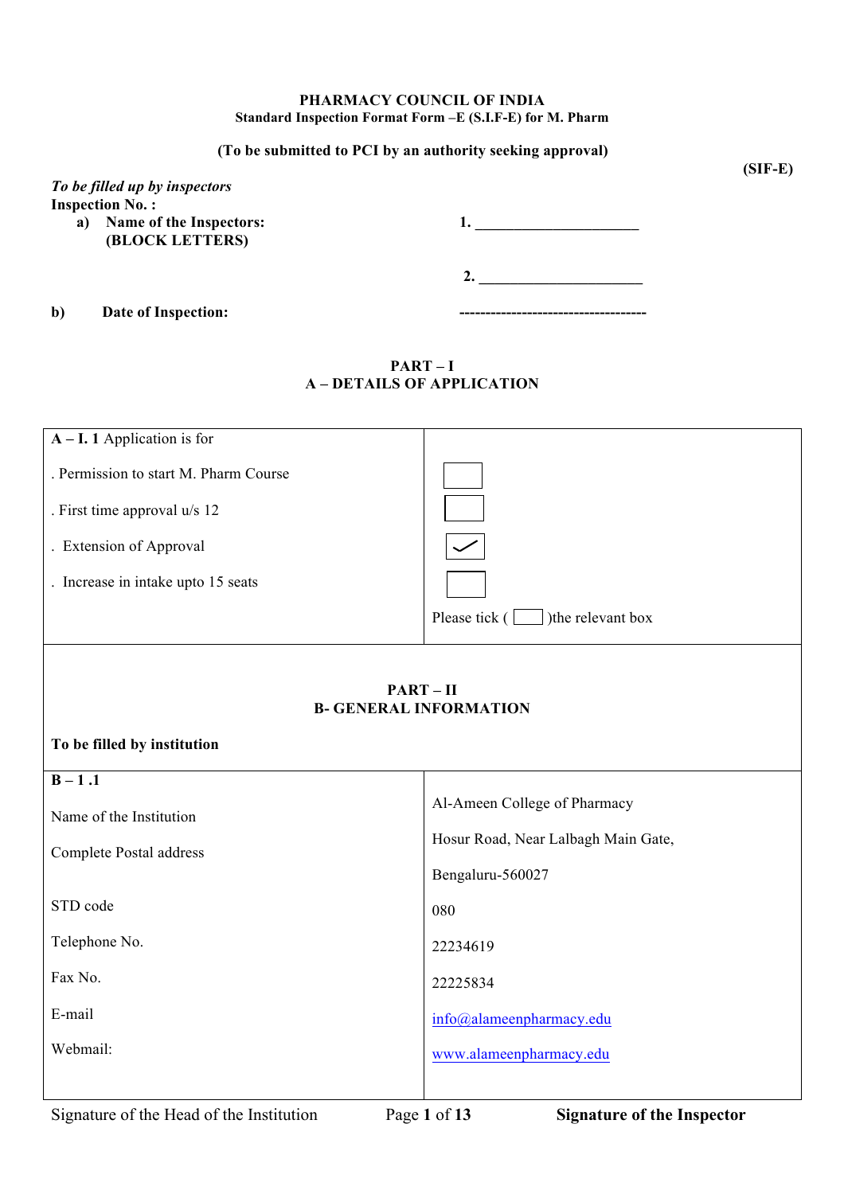**PHARMACY COUNCIL OF INDIA**
**Standard Inspection Format Form –E (S.I.F-E) for M. Pharm**

**(To be submitted to PCI by an authority seeking approval)**

**(SIF-E)**

***To be filled up by inspectors***
**Inspection No. :**

a) **Name of the Inspectors: (BLOCK LETTERS)** 1. ______________________

2. ______________________

b) **Date of Inspection:** ------------------------------------

## PART – I
## A – DETAILS OF APPLICATION

| **A – I. 1** Application is for | |
|---|---|
| . Permission to start M. Pharm Course | ☐ |
| . First time approval u/s 12 | ☐ |
| . Extension of Approval | ☑ |
| . Increase in intake upto 15 seats | ☐ |
| | Please tick ( ☐ )the relevant box |

## PART – II
## B- GENERAL INFORMATION

**To be filled by institution**

| **B – 1 .1** | |
|---|---|
| Name of the Institution | Al-Ameen College of Pharmacy |
| Complete Postal address | Hosur Road, Near Lalbagh Main Gate, Bengaluru-560027 |
| STD code | 080 |
| Telephone No. | 22234619 |
| Fax No. | 22225834 |
| E-mail | info@alameenpharmacy.edu |
| Webmail: | www.alameenpharmacy.edu |

Signature of the Head of the Institution **Signature of the Inspector**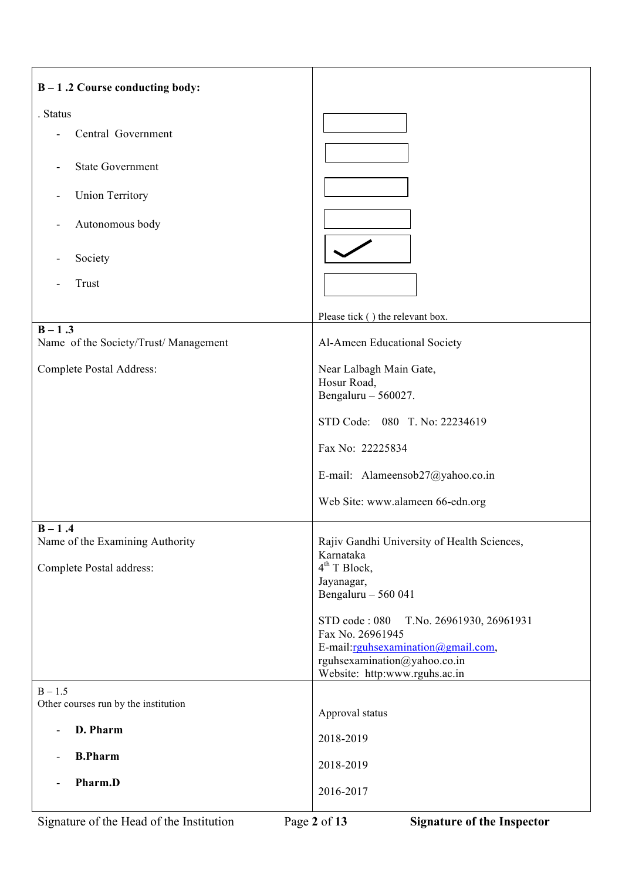| | |
|---|---|
| **B – 1 .2 Course conducting body:** | |
| . Status | |
| - Central Government | ☐ |
| - State Government | ☐ |
| - Union Territory | ☐ |
| - Autonomous body | ☐ |
| - Society | ☑ |
| - Trust | ☐ |
| | Please tick ( ) the relevant box. |
| **B – 1 .3** Name of the Society/Trust/ Management | Al-Ameen Educational Society |
| Complete Postal Address: | Near Lalbagh Main Gate, Hosur Road, Bengaluru – 560027. <br> STD Code: 080 T. No: 22234619 <br> Fax No: 22225834 <br> E-mail: Alameensob27@yahoo.co.in <br> Web Site: www.alameen 66-edn.org |
| **B – 1 .4** Name of the Examining Authority | Rajiv Gandhi University of Health Sciences, Karnataka |
| Complete Postal address: | 4th T Block, Jayanagar, Bengaluru – 560 041 <br> STD code : 080 T.No. 26961930, 26961931 <br> Fax No. 26961945 <br> E-mail:rguhsexamination@gmail.com, rguhsexamination@yahoo.co.in <br> Website: http:www.rguhs.ac.in |
| B – 1.5 Other courses run by the institution | Approval status |
| - **D. Pharm** | 2018-2019 |
| - **B.Pharm** | 2018-2019 |
| - **Pharm.D** | 2016-2017 |

Signature of the Head of the Institution **Signature of the Inspector**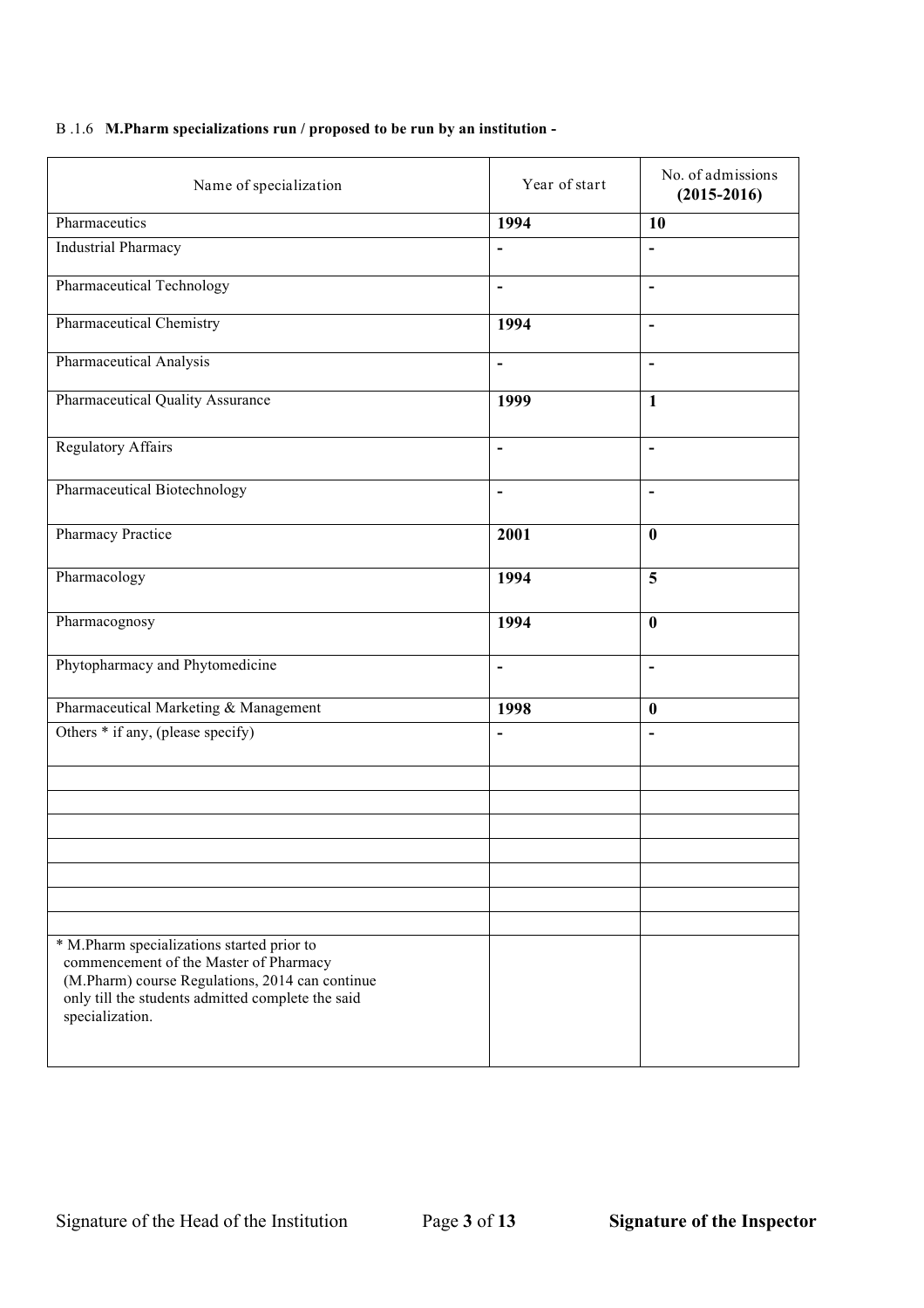B .1.6 **M.Pharm specializations run / proposed to be run by an institution -**

| Name of specialization | Year of start | No. of admissions **(2015-2016)** |
|---|---|---|
| Pharmaceutics | **1994** | **10** |
| Industrial Pharmacy | **-** | **-** |
| Pharmaceutical Technology | **-** | **-** |
| Pharmaceutical Chemistry | **1994** | **-** |
| Pharmaceutical Analysis | **-** | **-** |
| Pharmaceutical Quality Assurance | **1999** | **1** |
| Regulatory Affairs | **-** | **-** |
| Pharmaceutical Biotechnology | **-** | **-** |
| Pharmacy Practice | **2001** | **0** |
| Pharmacology | **1994** | **5** |
| Pharmacognosy | **1994** | **0** |
| Phytopharmacy and Phytomedicine | **-** | **-** |
| Pharmaceutical Marketing & Management | **1998** | **0** |
| Others * if any, (please specify) | **-** | **-** |
| | | |
| | | |
| | | |
| | | |
| | | |
| | | |
| | | |
| * M.Pharm specializations started prior to commencement of the Master of Pharmacy (M.Pharm) course Regulations, 2014 can continue only till the students admitted complete the said specialization. | | |

Signature of the Head of the Institution **Signature of the Inspector**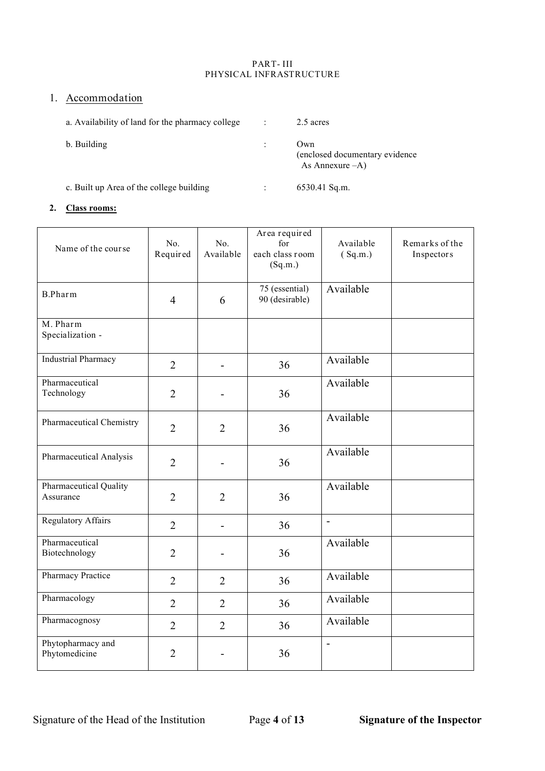PART- III
PHYSICAL INFRASTRUCTURE

## 1. Accommodation

a. Availability of land for the pharmacy college : 2.5 acres

b. Building : Own (enclosed documentary evidence As Annexure –A)

c. Built up Area of the college building : 6530.41 Sq.m.

## 2. Class rooms:

| Name of the course | No. Required | No. Available | Area required for each class room (Sq.m.) | Available ( Sq.m.) | Remarks of the Inspectors |
|---|---|---|---|---|---|
| B.Pharm | 4 | 6 | 75 (essential) 90 (desirable) | Available | |
| M. Pharm Specialization - | | | | | |
| Industrial Pharmacy | 2 | - | 36 | Available | |
| Pharmaceutical Technology | 2 | - | 36 | Available | |
| Pharmaceutical Chemistry | 2 | 2 | 36 | Available | |
| Pharmaceutical Analysis | 2 | - | 36 | Available | |
| Pharmaceutical Quality Assurance | 2 | 2 | 36 | Available | |
| Regulatory Affairs | 2 | - | 36 | - | |
| Pharmaceutical Biotechnology | 2 | - | 36 | Available | |
| Pharmacy Practice | 2 | 2 | 36 | Available | |
| Pharmacology | 2 | 2 | 36 | Available | |
| Pharmacognosy | 2 | 2 | 36 | Available | |
| Phytopharmacy and Phytomedicine | 2 | - | 36 | - | |

Signature of the Head of the Institution **Signature of the Inspector**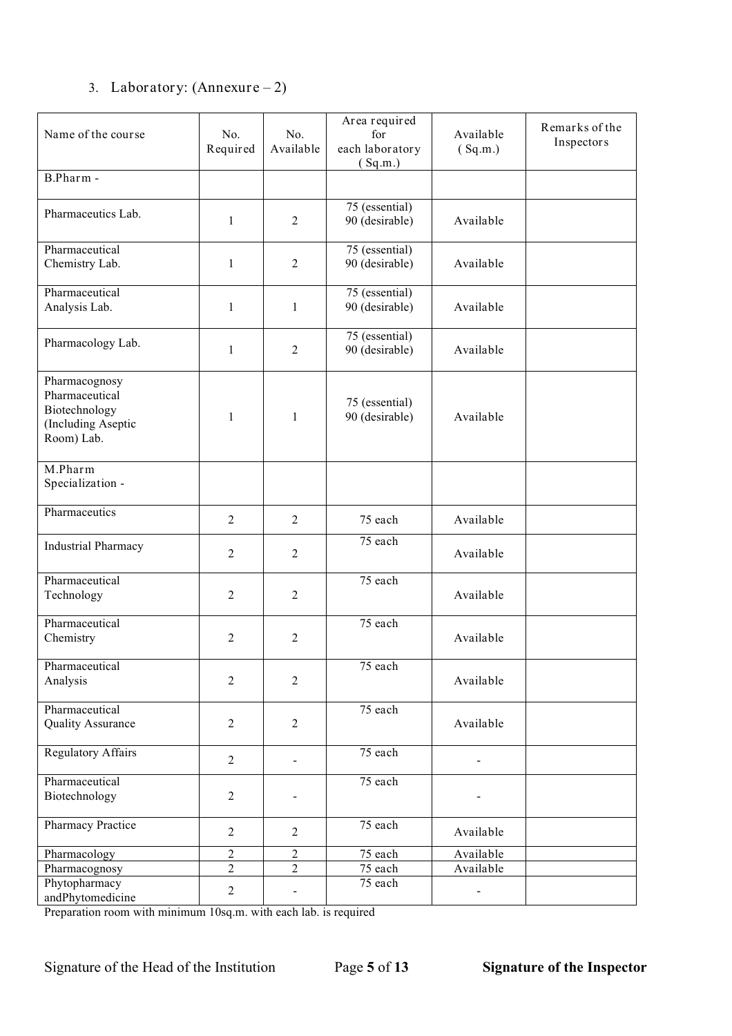3. Laboratory: (Annexure – 2)

| Name of the course | No. Required | No. Available | Area required for each laboratory ( Sq.m.) | Available ( Sq.m.) | Remarks of the Inspectors |
|---|---|---|---|---|---|
| B.Pharm - | | | | | |
| Pharmaceutics Lab. | 1 | 2 | 75 (essential) 90 (desirable) | Available | |
| Pharmaceutical Chemistry Lab. | 1 | 2 | 75 (essential) 90 (desirable) | Available | |
| Pharmaceutical Analysis Lab. | 1 | 1 | 75 (essential) 90 (desirable) | Available | |
| Pharmacology Lab. | 1 | 2 | 75 (essential) 90 (desirable) | Available | |
| Pharmacognosy Pharmaceutical Biotechnology (Including Aseptic Room) Lab. | 1 | 1 | 75 (essential) 90 (desirable) | Available | |
| M.Pharm Specialization - | | | | | |
| Pharmaceutics | 2 | 2 | 75 each | Available | |
| Industrial Pharmacy | 2 | 2 | 75 each | Available | |
| Pharmaceutical Technology | 2 | 2 | 75 each | Available | |
| Pharmaceutical Chemistry | 2 | 2 | 75 each | Available | |
| Pharmaceutical Analysis | 2 | 2 | 75 each | Available | |
| Pharmaceutical Quality Assurance | 2 | 2 | 75 each | Available | |
| Regulatory Affairs | 2 | - | 75 each | - | |
| Pharmaceutical Biotechnology | 2 | - | 75 each | - | |
| Pharmacy Practice | 2 | 2 | 75 each | Available | |
| Pharmacology | 2 | 2 | 75 each | Available | |
| Pharmacognosy | 2 | 2 | 75 each | Available | |
| Phytopharmacy andPhytomedicine | 2 | - | 75 each | - | |

Preparation room with minimum 10sq.m. with each lab. is required

Signature of the Head of the Institution **Signature of the Inspector**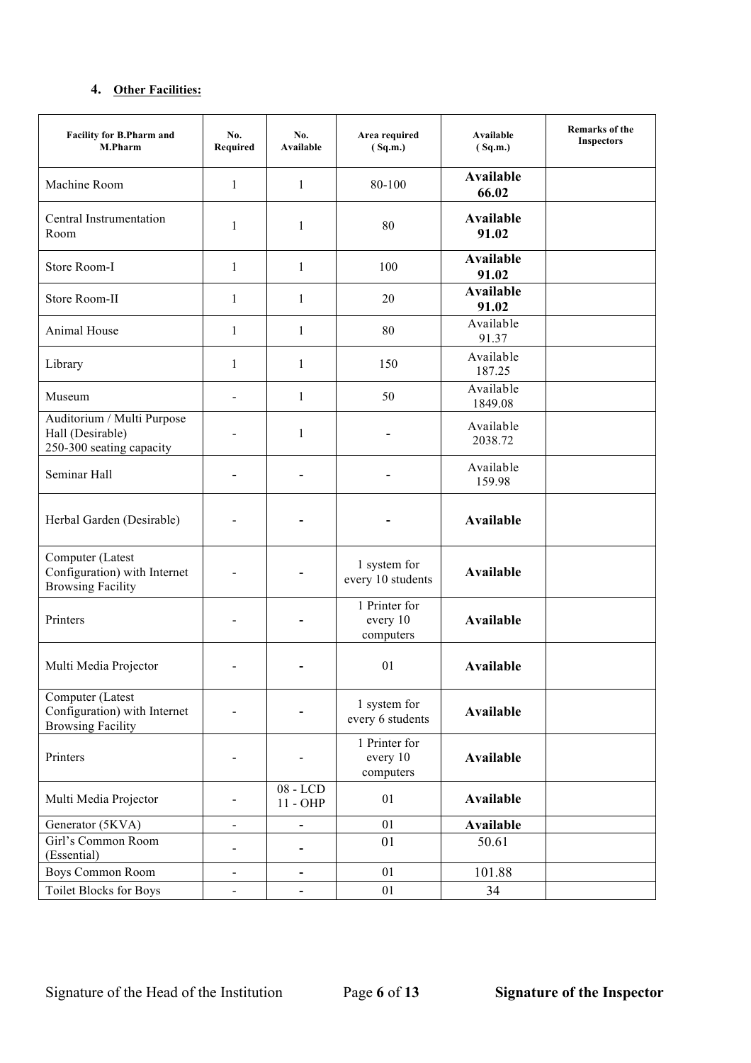#### 4. **Other Facilities:**

| Facility for B.Pharm and M.Pharm | No. Required | No. Available | Area required ( Sq.m.) | Available ( Sq.m.) | Remarks of the Inspectors |
|---|---|---|---|---|---|
| Machine Room | 1 | 1 | 80-100 | **Available 66.02** | |
| Central Instrumentation Room | 1 | 1 | 80 | **Available 91.02** | |
| Store Room-I | 1 | 1 | 100 | **Available 91.02** | |
| Store Room-II | 1 | 1 | 20 | **Available 91.02** | |
| Animal House | 1 | 1 | 80 | Available 91.37 | |
| Library | 1 | 1 | 150 | Available 187.25 | |
| Museum | - | 1 | 50 | Available 1849.08 | |
| Auditorium / Multi Purpose Hall (Desirable) 250-300 seating capacity | - | 1 | - | Available 2038.72 | |
| Seminar Hall | - | - | - | Available 159.98 | |
| Herbal Garden (Desirable) | - | - | - | **Available** | |
| Computer (Latest Configuration) with Internet Browsing Facility | - | - | 1 system for every 10 students | **Available** | |
| Printers | - | - | 1 Printer for every 10 computers | **Available** | |
| Multi Media Projector | - | - | 01 | **Available** | |
| Computer (Latest Configuration) with Internet Browsing Facility | - | - | 1 system for every 6 students | **Available** | |
| Printers | - | - | 1 Printer for every 10 computers | **Available** | |
| Multi Media Projector | - | 08 - LCD 11 - OHP | 01 | **Available** | |
| Generator (5KVA) | - | - | 01 | **Available** | |
| Girl's Common Room (Essential) | - | - | 01 | 50.61 | |
| Boys Common Room | - | - | 01 | 101.88 | |
| Toilet Blocks for Boys | - | - | 01 | 34 | |

Signature of the Head of the Institution **Signature of the Inspector**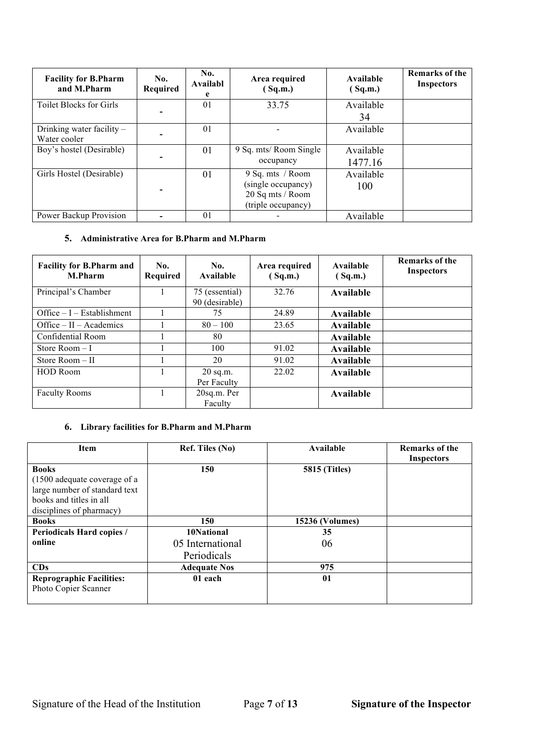| Facility for B.Pharm and M.Pharm | No. Required | No. Available | Area required ( Sq.m.) | Available ( Sq.m.) | Remarks of the Inspectors |
|---|---|---|---|---|---|
| Toilet Blocks for Girls | - | 01 | 33.75 | Available 34 | |
| Drinking water facility – Water cooler | - | 01 | - | Available | |
| Boy's hostel (Desirable) | - | 01 | 9 Sq. mts/ Room Single occupancy | Available 1477.16 | |
| Girls Hostel (Desirable) | - | 01 | 9 Sq. mts / Room (single occupancy) 20 Sq mts / Room (triple occupancy) | Available 100 | |
| Power Backup Provision | - | 01 | - | Available | |

### 5. Administrative Area for B.Pharm and M.Pharm

| Facility for B.Pharm and M.Pharm | No. Required | No. Available | Area required ( Sq.m.) | Available ( Sq.m.) | Remarks of the Inspectors |
|---|---|---|---|---|---|
| Principal's Chamber | 1 | 75 (essential) 90 (desirable) | 32.76 | **Available** | |
| Office – I – Establishment | 1 | 75 | 24.89 | **Available** | |
| Office – II – Academics | 1 | 80 – 100 | 23.65 | **Available** | |
| Confidential Room | 1 | 80 | | **Available** | |
| Store Room – I | 1 | 100 | 91.02 | **Available** | |
| Store Room – II | 1 | 20 | 91.02 | **Available** | |
| HOD Room | 1 | 20 sq.m. Per Faculty | 22.02 | **Available** | |
| Faculty Rooms | 1 | 20sq.m. Per Faculty | | **Available** | |

### 6. Library facilities for B.Pharm and M.Pharm

| Item | Ref. Tiles (No) | Available | Remarks of the Inspectors |
|---|---|---|---|
| **Books** (1500 adequate coverage of a large number of standard text books and titles in all disciplines of pharmacy) | **150** | **5815 (Titles)** | |
| **Books** | **150** | **15236 (Volumes)** | |
| **Periodicals Hard copies / online** | **10National** 05 International Periodicals | **35** 06 | |
| **CDs** | **Adequate Nos** | **975** | |
| **Reprographic Facilities:** Photo Copier Scanner | **01 each** | **01** | |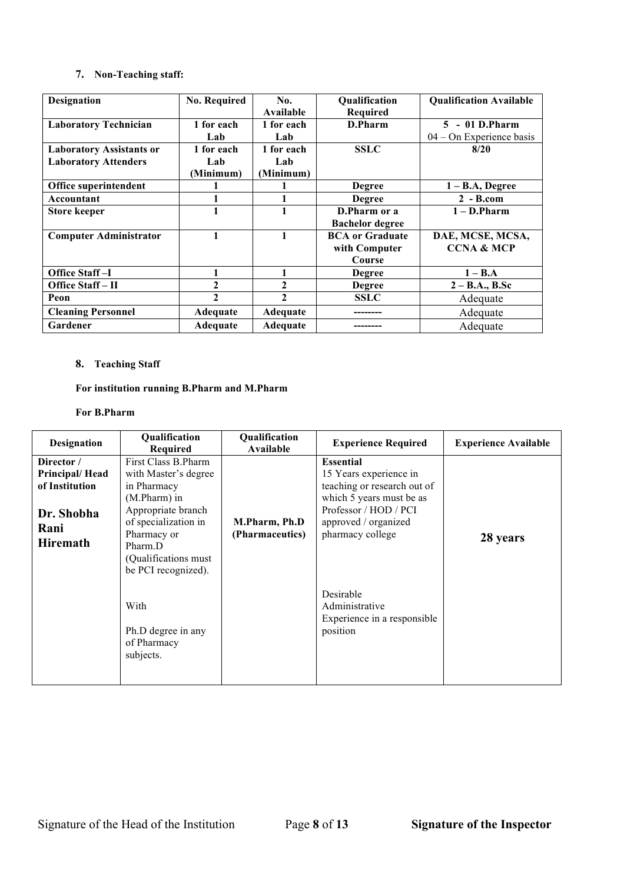## 7. Non-Teaching staff:

| Designation | No. Required | No. Available | Qualification Required | Qualification Available |
|---|---|---|---|---|
| **Laboratory Technician** | 1 for each Lab | 1 for each Lab | D.Pharm | 5 - 01 D.Pharm<br>04 – On Experience basis |
| **Laboratory Assistants or Laboratory Attenders** | 1 for each Lab (Minimum) | 1 for each Lab (Minimum) | SSLC | 8/20 |
| **Office superintendent** | 1 | 1 | Degree | 1 – B.A, Degree |
| **Accountant** | 1 | 1 | Degree | 2 - B.com |
| **Store keeper** | 1 | 1 | D.Pharm or a Bachelor degree | 1 – D.Pharm |
| **Computer Administrator** | 1 | 1 | BCA or Graduate with Computer Course | DAE, MCSE, MCSA, CCNA & MCP |
| **Office Staff –I** | 1 | 1 | Degree | 1 – B.A |
| **Office Staff – II** | 2 | 2 | Degree | 2 – B.A., B.Sc |
| **Peon** | 2 | 2 | SSLC | Adequate |
| **Cleaning Personnel** | Adequate | Adequate | -------- | Adequate |
| **Gardener** | Adequate | Adequate | -------- | Adequate |

## 8. Teaching Staff

**For institution running B.Pharm and M.Pharm**

**For B.Pharm**

| Designation | Qualification Required | Qualification Available | Experience Required | Experience Available |
|---|---|---|---|---|
| **Director / Principal/ Head of Institution**<br><br>**Dr. Shobha Rani Hiremath** | First Class B.Pharm with Master's degree in Pharmacy (M.Pharm) in Appropriate branch of specialization in Pharmacy or Pharm.D (Qualifications must be PCI recognized).<br><br>With<br><br>Ph.D degree in any of Pharmacy subjects. | **M.Pharm, Ph.D (Pharmaceutics)** | **Essential**<br>15 Years experience in teaching or research out of which 5 years must be as Professor / HOD / PCI approved / organized pharmacy college<br><br>Desirable<br>Administrative Experience in a responsible position | **28 years** |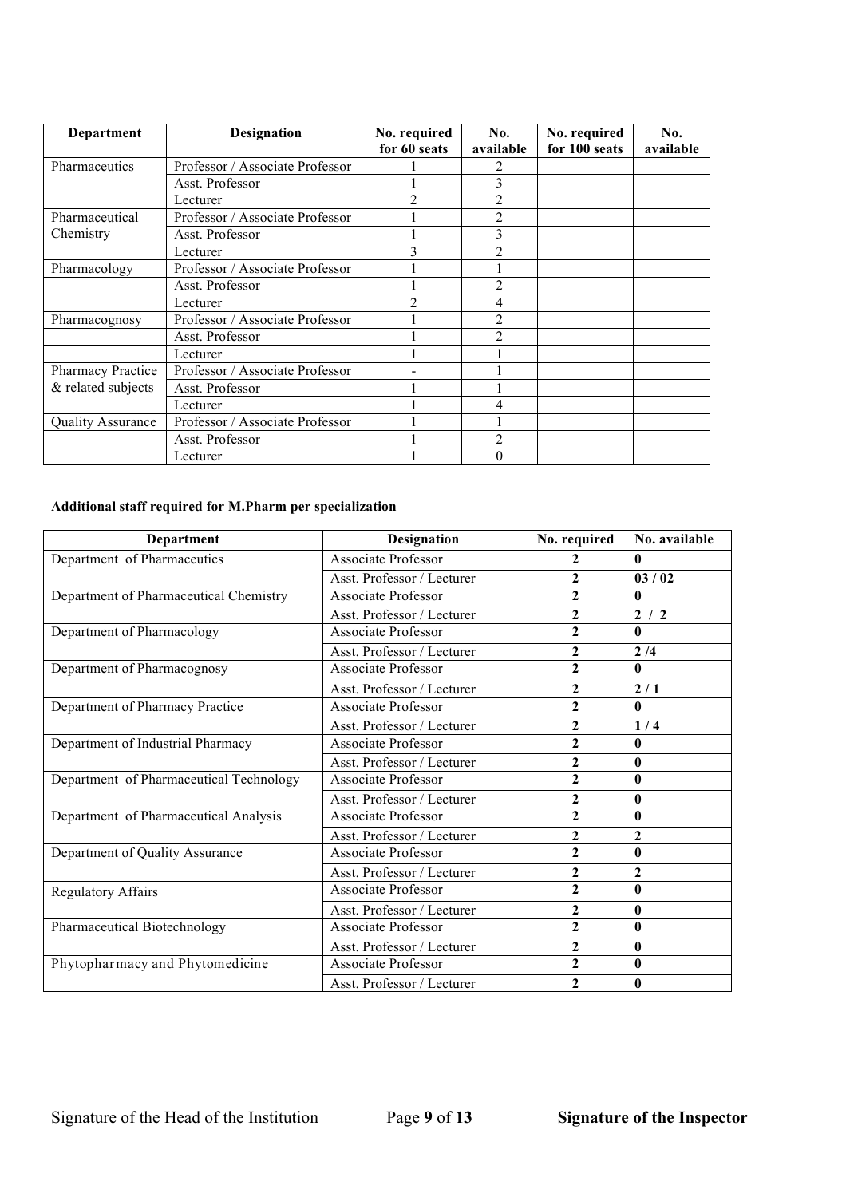| Department | Designation | No. required for 60 seats | No. available | No. required for 100 seats | No. available |
|---|---|---|---|---|---|
| Pharmaceutics | Professor / Associate Professor | 1 | 2 | | |
| | Asst. Professor | 1 | 3 | | |
| | Lecturer | 2 | 2 | | |
| Pharmaceutical Chemistry | Professor / Associate Professor | 1 | 2 | | |
| | Asst. Professor | 1 | 3 | | |
| | Lecturer | 3 | 2 | | |
| Pharmacology | Professor / Associate Professor | 1 | 1 | | |
| | Asst. Professor | 1 | 2 | | |
| | Lecturer | 2 | 4 | | |
| Pharmacognosy | Professor / Associate Professor | 1 | 2 | | |
| | Asst. Professor | 1 | 2 | | |
| | Lecturer | 1 | 1 | | |
| Pharmacy Practice & related subjects | Professor / Associate Professor | - | 1 | | |
| | Asst. Professor | 1 | 1 | | |
| | Lecturer | 1 | 4 | | |
| Quality Assurance | Professor / Associate Professor | 1 | 1 | | |
| | Asst. Professor | 1 | 2 | | |
| | Lecturer | 1 | 0 | | |

**Additional staff required for M.Pharm per specialization**

| Department | Designation | No. required | No. available |
|---|---|---|---|
| Department of Pharmaceutics | Associate Professor | **2** | **0** |
| | Asst. Professor / Lecturer | **2** | **03 / 02** |
| Department of Pharmaceutical Chemistry | Associate Professor | **2** | **0** |
| | Asst. Professor / Lecturer | **2** | **2 / 2** |
| Department of Pharmacology | Associate Professor | **2** | **0** |
| | Asst. Professor / Lecturer | **2** | **2 /4** |
| Department of Pharmacognosy | Associate Professor | **2** | **0** |
| | Asst. Professor / Lecturer | **2** | **2 / 1** |
| Department of Pharmacy Practice | Associate Professor | **2** | **0** |
| | Asst. Professor / Lecturer | **2** | **1 / 4** |
| Department of Industrial Pharmacy | Associate Professor | **2** | **0** |
| | Asst. Professor / Lecturer | **2** | **0** |
| Department of Pharmaceutical Technology | Associate Professor | **2** | **0** |
| | Asst. Professor / Lecturer | **2** | **0** |
| Department of Pharmaceutical Analysis | Associate Professor | **2** | **0** |
| | Asst. Professor / Lecturer | **2** | **2** |
| Department of Quality Assurance | Associate Professor | **2** | **0** |
| | Asst. Professor / Lecturer | **2** | **2** |
| Regulatory Affairs | Associate Professor | **2** | **0** |
| | Asst. Professor / Lecturer | **2** | **0** |
| Pharmaceutical Biotechnology | Associate Professor | **2** | **0** |
| | Asst. Professor / Lecturer | **2** | **0** |
| Phytopharmacy and Phytomedicine | Associate Professor | **2** | **0** |
| | Asst. Professor / Lecturer | **2** | **0** |

Signature of the Head of the Institution **Signature of the Inspector**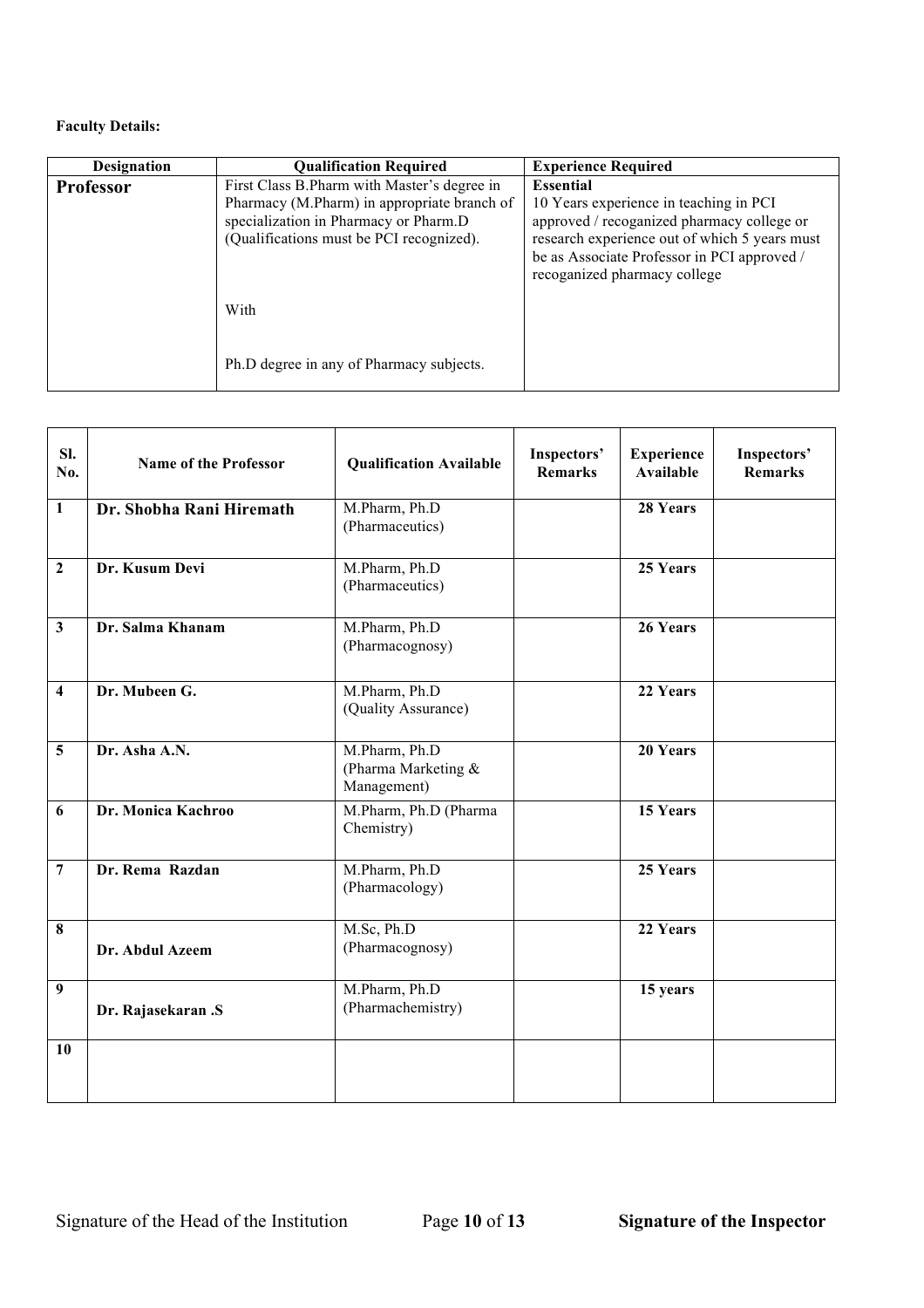**Faculty Details:**

| Designation | Qualification Required | Experience Required |
|---|---|---|
| **Professor** | First Class B.Pharm with Master's degree in Pharmacy (M.Pharm) in appropriate branch of specialization in Pharmacy or Pharm.D (Qualifications must be PCI recognized).<br><br>With<br><br>Ph.D degree in any of Pharmacy subjects. | **Essential**<br>10 Years experience in teaching in PCI approved / recoganized pharmacy college or research experience out of which 5 years must be as Associate Professor in PCI approved / recoganized pharmacy college |

| Sl. No. | Name of the Professor | Qualification Available | Inspectors' Remarks | Experience Available | Inspectors' Remarks |
|---|---|---|---|---|---|
| 1 | **Dr. Shobha Rani Hiremath** | M.Pharm, Ph.D (Pharmaceutics) | | **28 Years** | |
| 2 | **Dr. Kusum Devi** | M.Pharm, Ph.D (Pharmaceutics) | | **25 Years** | |
| 3 | **Dr. Salma Khanam** | M.Pharm, Ph.D (Pharmacognosy) | | **26 Years** | |
| 4 | **Dr. Mubeen G.** | M.Pharm, Ph.D (Quality Assurance) | | **22 Years** | |
| 5 | **Dr. Asha A.N.** | M.Pharm, Ph.D (Pharma Marketing & Management) | | **20 Years** | |
| 6 | **Dr. Monica Kachroo** | M.Pharm, Ph.D (Pharma Chemistry) | | **15 Years** | |
| 7 | **Dr. Rema Razdan** | M.Pharm, Ph.D (Pharmacology) | | **25 Years** | |
| 8 | **Dr. Abdul Azeem** | M.Sc, Ph.D (Pharmacognosy) | | **22 Years** | |
| 9 | **Dr. Rajasekaran .S** | M.Pharm, Ph.D (Pharmachemistry) | | **15 years** | |
| 10 | | | | | |

Signature of the Head of the Institution **Signature of the Inspector**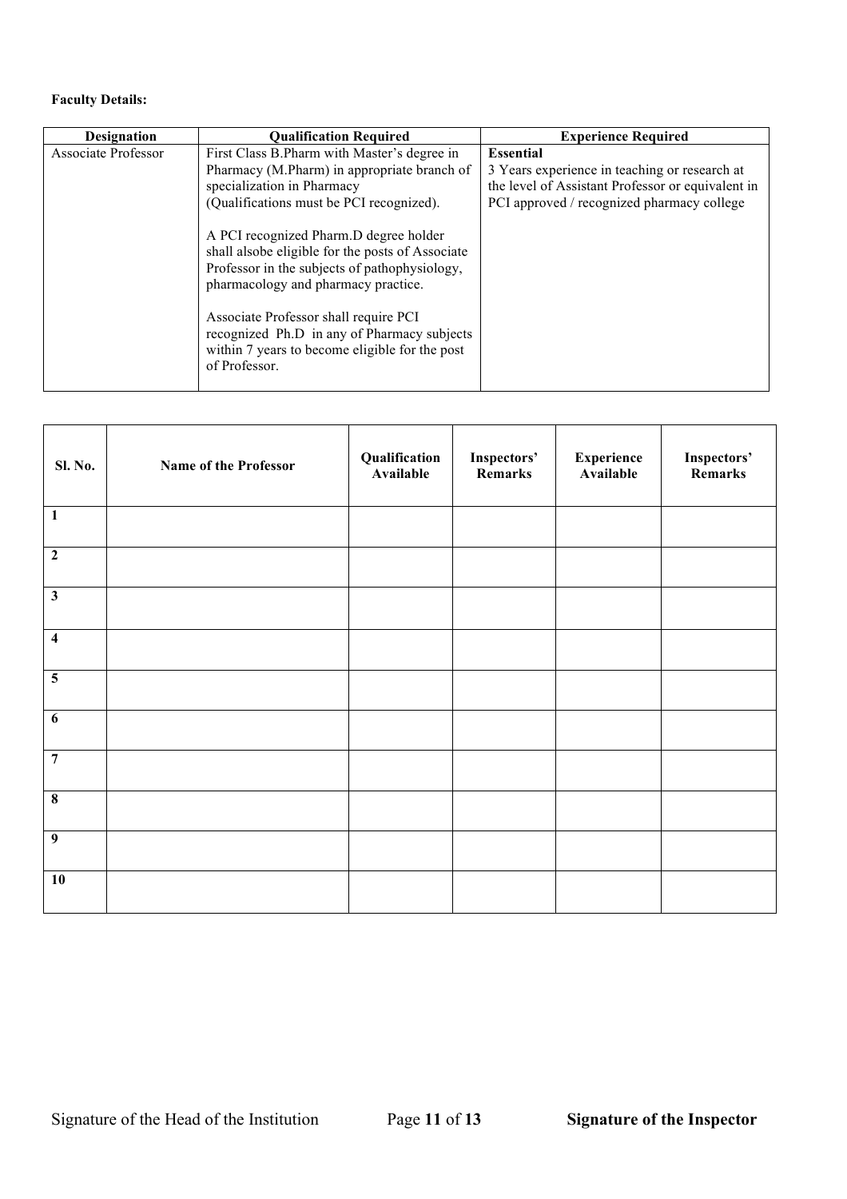**Faculty Details:**

| Designation | Qualification Required | Experience Required |
|---|---|---|
| Associate Professor | First Class B.Pharm with Master's degree in Pharmacy (M.Pharm) in appropriate branch of specialization in Pharmacy (Qualifications must be PCI recognized).<br><br>A PCI recognized Pharm.D degree holder shall alsobe eligible for the posts of Associate Professor in the subjects of pathophysiology, pharmacology and pharmacy practice.<br><br>Associate Professor shall require PCI recognized Ph.D in any of Pharmacy subjects within 7 years to become eligible for the post of Professor. | **Essential**<br>3 Years experience in teaching or research at the level of Assistant Professor or equivalent in PCI approved / recognized pharmacy college |

| Sl. No. | Name of the Professor | Qualification Available | Inspectors' Remarks | Experience Available | Inspectors' Remarks |
|---|---|---|---|---|---|
| 1 | | | | | |
| 2 | | | | | |
| 3 | | | | | |
| 4 | | | | | |
| 5 | | | | | |
| 6 | | | | | |
| 7 | | | | | |
| 8 | | | | | |
| 9 | | | | | |
| 10 | | | | | |

Signature of the Head of the Institution **Signature of the Inspector**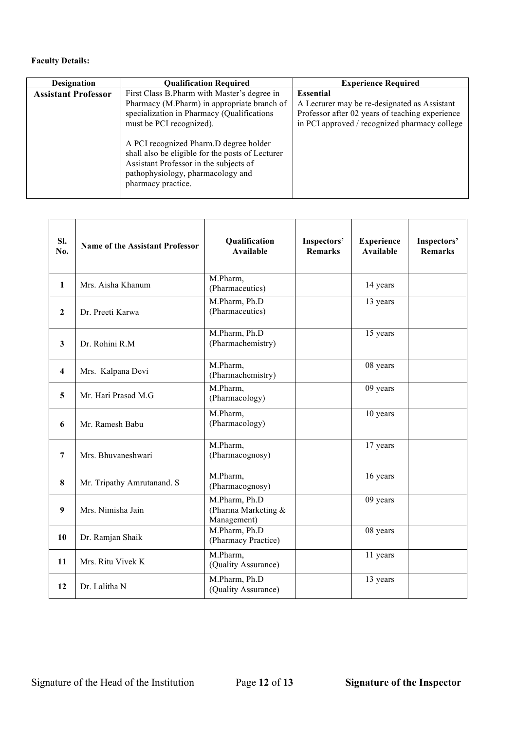**Faculty Details:**

| Designation | Qualification Required | Experience Required |
|---|---|---|
| **Assistant Professor** | First Class B.Pharm with Master's degree in Pharmacy (M.Pharm) in appropriate branch of specialization in Pharmacy (Qualifications must be PCI recognized).<br><br>A PCI recognized Pharm.D degree holder shall also be eligible for the posts of Lecturer Assistant Professor in the subjects of pathophysiology, pharmacology and pharmacy practice. | **Essential**<br>A Lecturer may be re-designated as Assistant Professor after 02 years of teaching experience in PCI approved / recognized pharmacy college |

| Sl. No. | Name of the Assistant Professor | Qualification Available | Inspectors' Remarks | Experience Available | Inspectors' Remarks |
|---|---|---|---|---|---|
| 1 | Mrs. Aisha Khanum | M.Pharm, (Pharmaceutics) | | 14 years | |
| 2 | Dr. Preeti Karwa | M.Pharm, Ph.D (Pharmaceutics) | | 13 years | |
| 3 | Dr. Rohini R.M | M.Pharm, Ph.D (Pharmachemistry) | | 15 years | |
| 4 | Mrs. Kalpana Devi | M.Pharm, (Pharmachemistry) | | 08 years | |
| 5 | Mr. Hari Prasad M.G | M.Pharm, (Pharmacology) | | 09 years | |
| 6 | Mr. Ramesh Babu | M.Pharm, (Pharmacology) | | 10 years | |
| 7 | Mrs. Bhuvaneshwari | M.Pharm, (Pharmacognosy) | | 17 years | |
| 8 | Mr. Tripathy Amrutanand. S | M.Pharm, (Pharmacognosy) | | 16 years | |
| 9 | Mrs. Nimisha Jain | M.Pharm, Ph.D (Pharma Marketing & Management) | | 09 years | |
| 10 | Dr. Ramjan Shaik | M.Pharm, Ph.D (Pharmacy Practice) | | 08 years | |
| 11 | Mrs. Ritu Vivek K | M.Pharm, (Quality Assurance) | | 11 years | |
| 12 | Dr. Lalitha N | M.Pharm, Ph.D (Quality Assurance) | | 13 years | |

Signature of the Head of the Institution **Signature of the Inspector**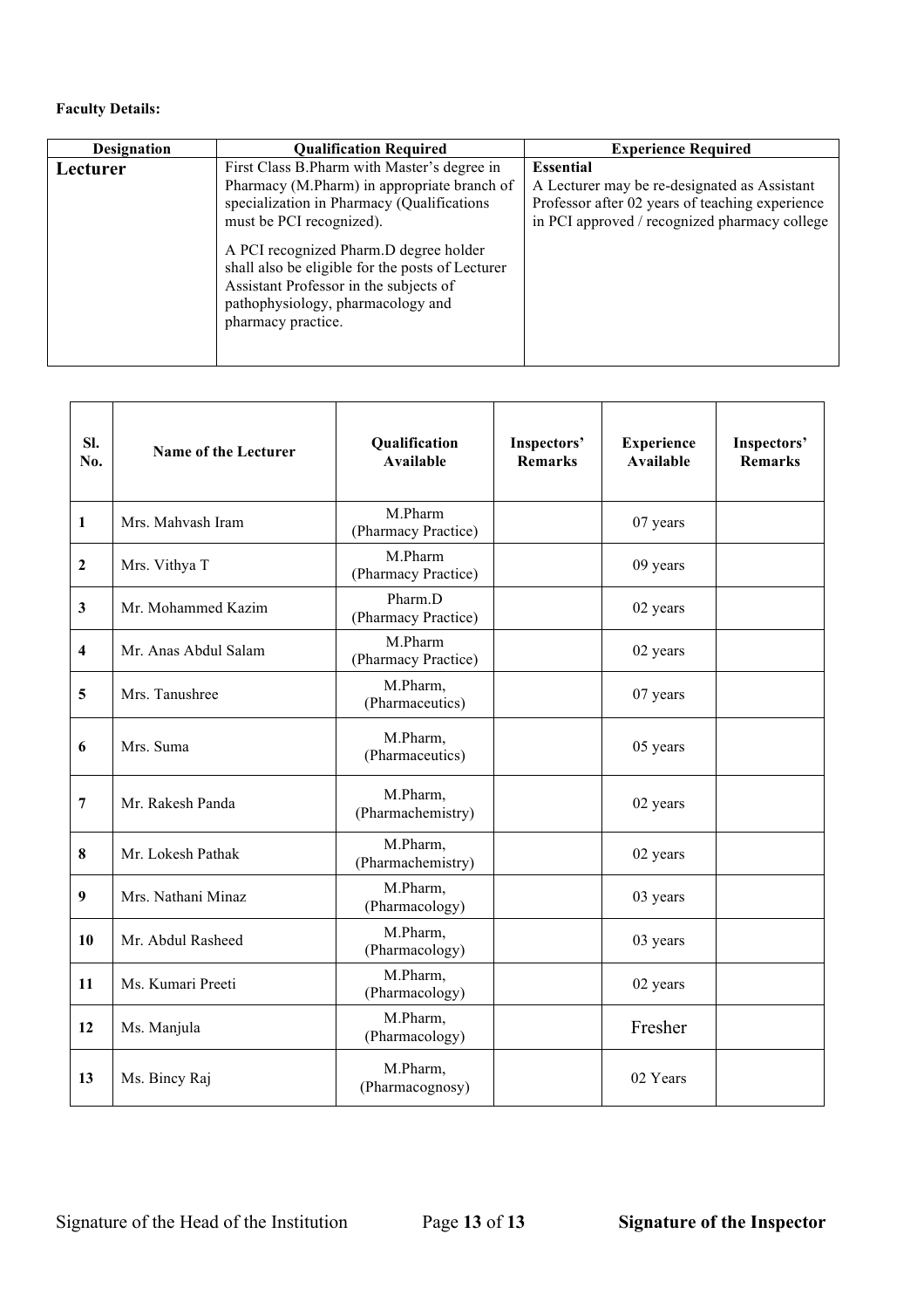**Faculty Details:**

| Designation | Qualification Required | Experience Required |
|---|---|---|
| **Lecturer** | First Class B.Pharm with Master's degree in Pharmacy (M.Pharm) in appropriate branch of specialization in Pharmacy (Qualifications must be PCI recognized).<br><br>A PCI recognized Pharm.D degree holder shall also be eligible for the posts of Lecturer Assistant Professor in the subjects of pathophysiology, pharmacology and pharmacy practice. | **Essential**<br>A Lecturer may be re-designated as Assistant Professor after 02 years of teaching experience in PCI approved / recognized pharmacy college |

| Sl. No. | Name of the Lecturer | Qualification Available | Inspectors' Remarks | Experience Available | Inspectors' Remarks |
|---|---|---|---|---|---|
| 1 | Mrs. Mahvash Iram | M.Pharm (Pharmacy Practice) | | 07 years | |
| 2 | Mrs. Vithya T | M.Pharm (Pharmacy Practice) | | 09 years | |
| 3 | Mr. Mohammed Kazim | Pharm.D (Pharmacy Practice) | | 02 years | |
| 4 | Mr. Anas Abdul Salam | M.Pharm (Pharmacy Practice) | | 02 years | |
| 5 | Mrs. Tanushree | M.Pharm, (Pharmaceutics) | | 07 years | |
| 6 | Mrs. Suma | M.Pharm, (Pharmaceutics) | | 05 years | |
| 7 | Mr. Rakesh Panda | M.Pharm, (Pharmachemistry) | | 02 years | |
| 8 | Mr. Lokesh Pathak | M.Pharm, (Pharmachemistry) | | 02 years | |
| 9 | Mrs. Nathani Minaz | M.Pharm, (Pharmacology) | | 03 years | |
| 10 | Mr. Abdul Rasheed | M.Pharm, (Pharmacology) | | 03 years | |
| 11 | Ms. Kumari Preeti | M.Pharm, (Pharmacology) | | 02 years | |
| 12 | Ms. Manjula | M.Pharm, (Pharmacology) | | Fresher | |
| 13 | Ms. Bincy Raj | M.Pharm, (Pharmacognosy) | | 02 Years | |

Signature of the Head of the Institution

**Signature of the Inspector**